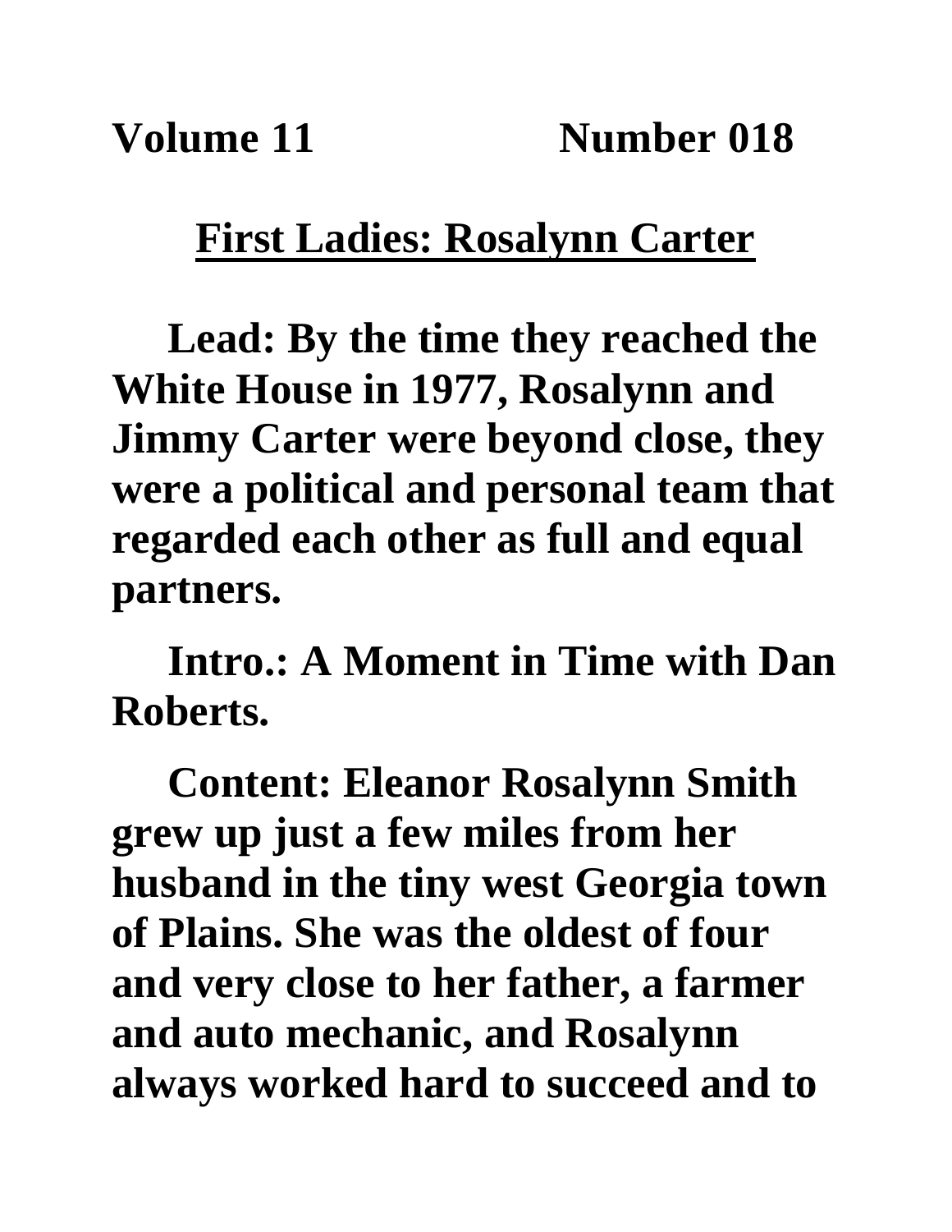**Volume 11 Number 018**

# First Ladies: Rosalynn Carter

**Lead: By the time they reached the White House in 1977, Rosalynn and Jimmy Carter were beyond close, they were a political and personal team that regarded each other as full and equal partners.**

**Intro.: A Moment in Time with Dan Roberts.**

**Content: Eleanor Rosalynn Smith grew up just a few miles from her husband in the tiny west Georgia town of Plains. She was the oldest of four and very close to her father, a farmer and auto mechanic, and Rosalynn always worked hard to succeed and to**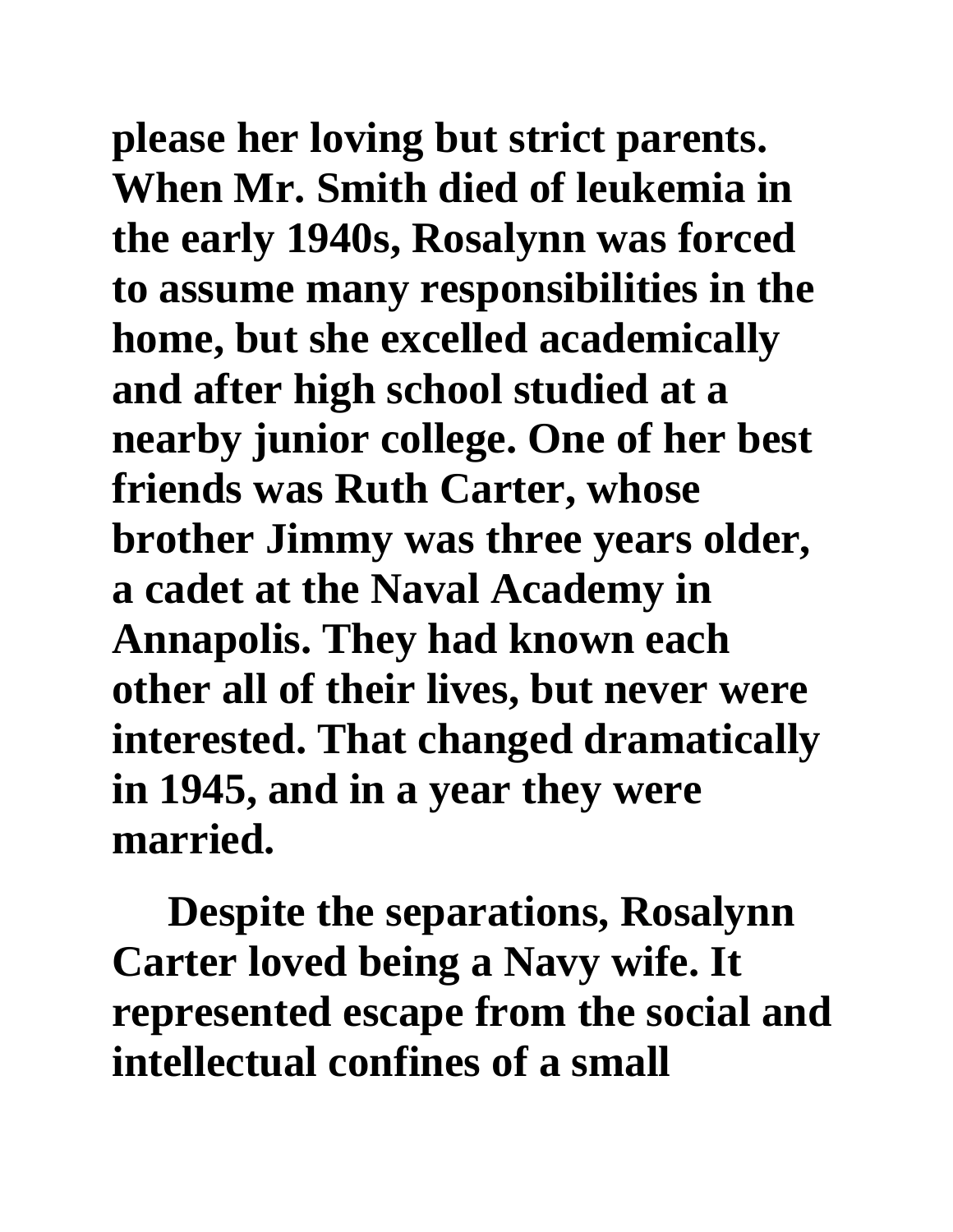**please her loving but strict parents. When Mr. Smith died of leukemia in the early 1940s, Rosalynn was forced to assume many responsibilities in the home, but she excelled academically and after high school studied at a nearby junior college. One of her best friends was Ruth Carter, whose brother Jimmy was three years older, a cadet at the Naval Academy in Annapolis. They had known each other all of their lives, but never were interested. That changed dramatically in 1945, and in a year they were married.**

**Despite the separations, Rosalynn Carter loved being a Navy wife. It represented escape from the social and intellectual confines of a small**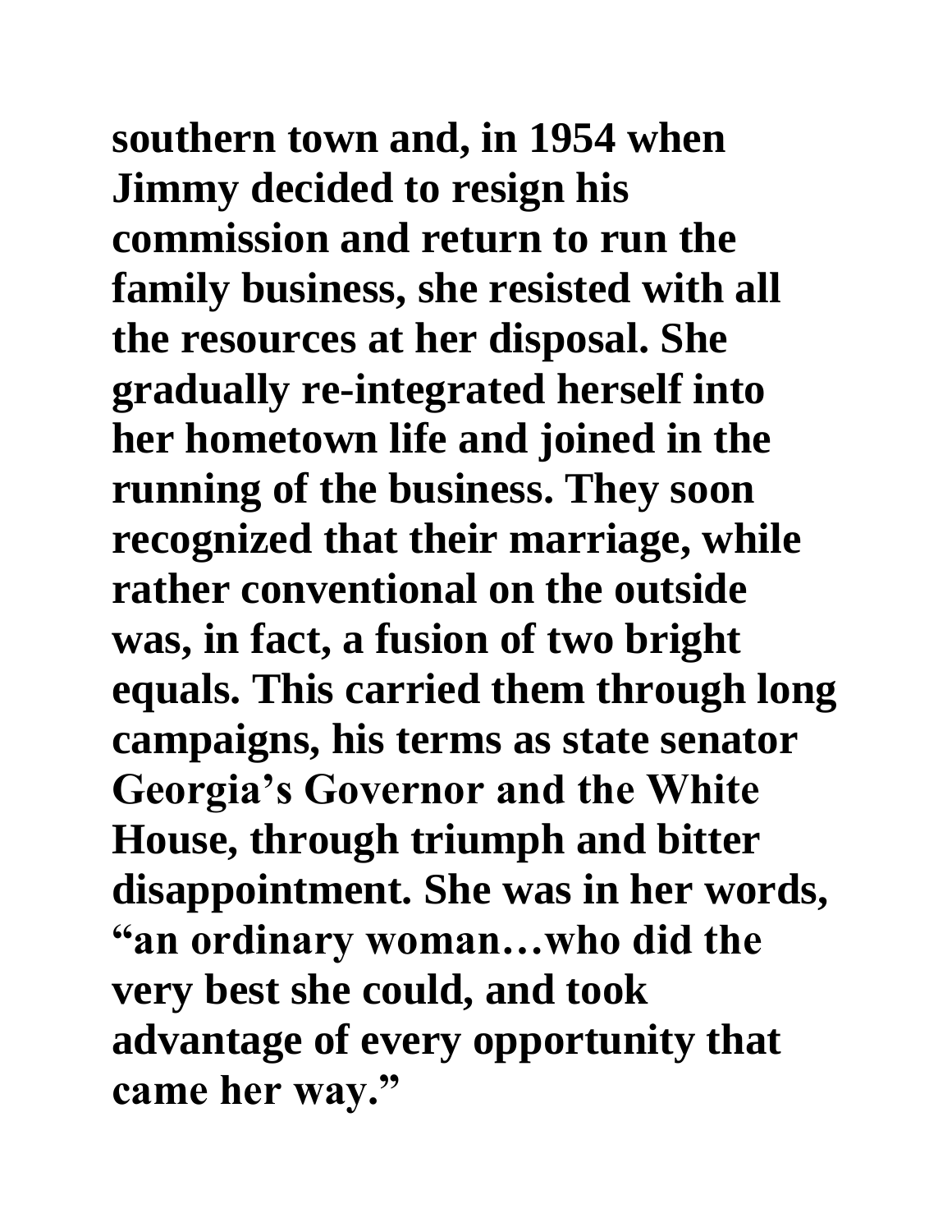**southern town and, in 1954 when Jimmy decided to resign his commission and return to run the family business, she resisted with all the resources at her disposal. She gradually re-integrated herself into her hometown life and joined in the running of the business. They soon recognized that their marriage, while rather conventional on the outside was, in fact, a fusion of two bright equals. This carried them through long campaigns, his terms as state senator Georgia's Governor and the White House, through triumph and bitter disappointment. She was in her words, "an ordinary woman…who did the very best she could, and took advantage of every opportunity that came her way."**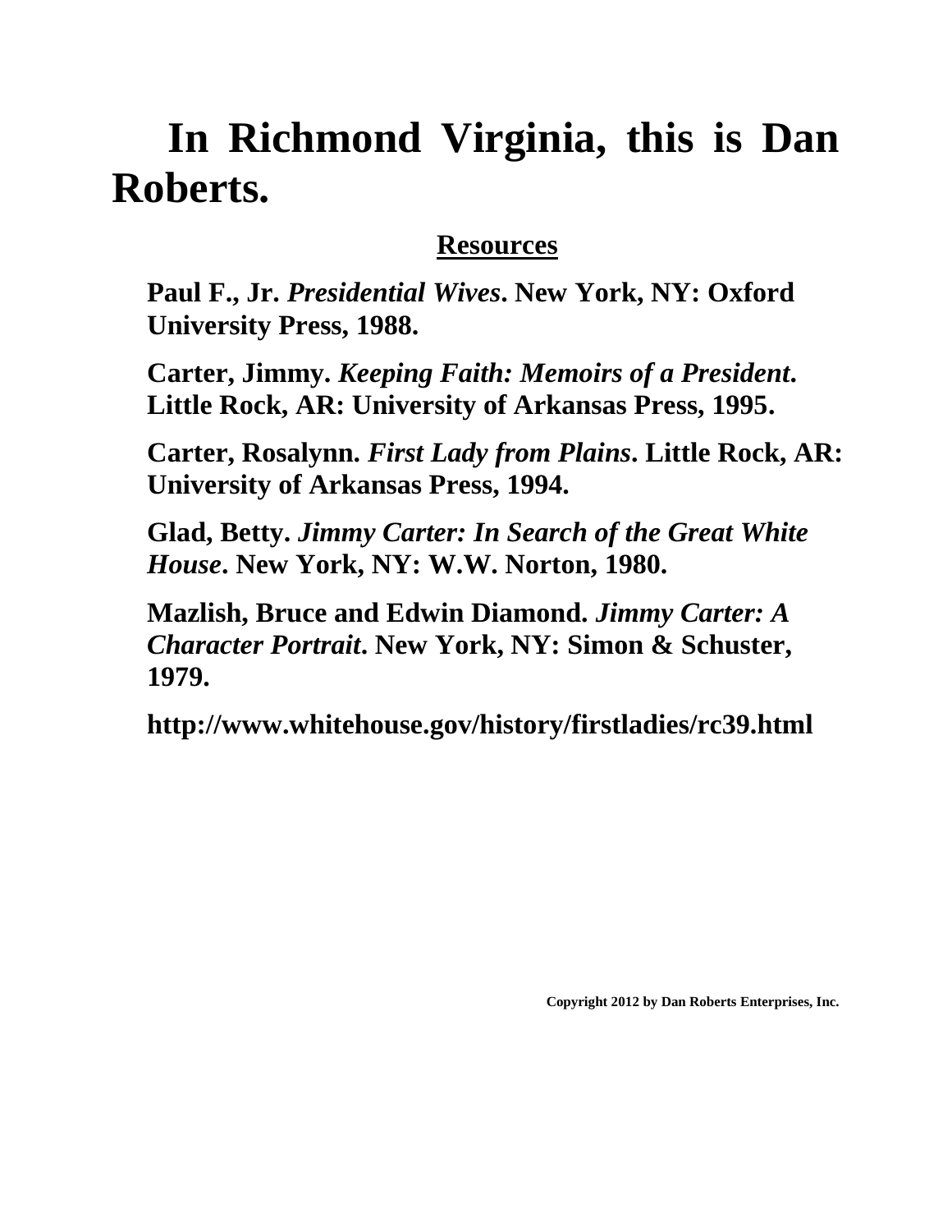**In Richmond Virginia, this is Dan Roberts.**

## Resources

**Paul F., Jr. *Presidential Wives*. New York, NY: Oxford University Press, 1988.**

**Carter, Jimmy. *Keeping Faith: Memoirs of a President*. Little Rock, AR: University of Arkansas Press, 1995.**

**Carter, Rosalynn. *First Lady from Plains*. Little Rock, AR: University of Arkansas Press, 1994.**

**Glad, Betty. *Jimmy Carter: In Search of the Great White House*. New York, NY: W.W. Norton, 1980.**

**Mazlish, Bruce and Edwin Diamond. *Jimmy Carter: A Character Portrait*. New York, NY: Simon & Schuster, 1979.**

**http://www.whitehouse.gov/history/firstladies/rc39.html**

**Copyright 2012 by Dan Roberts Enterprises, Inc.**